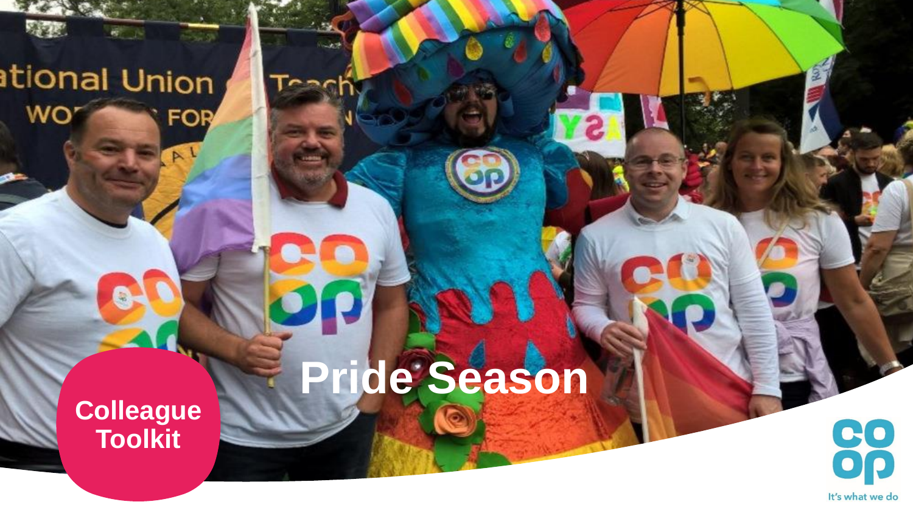# Pride Season

Colleague Toolkit

It's what we do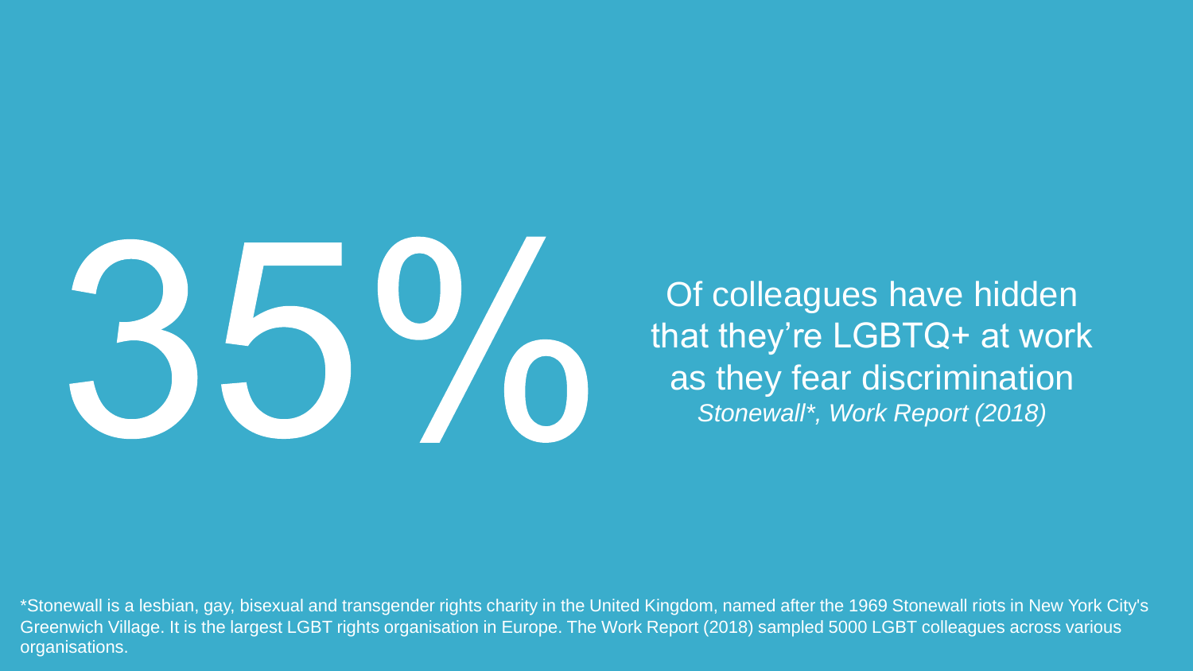# 35%

Of colleagues have hidden that they're LGBTQ+ at work as they fear discrimination
*Stonewall*, Work Report (2018)*

*Stonewall is a lesbian, gay, bisexual and transgender rights charity in the United Kingdom, named after the 1969 Stonewall riots in New York City's Greenwich Village. It is the largest LGBT rights organisation in Europe. The Work Report (2018) sampled 5000 LGBT colleagues across various organisations.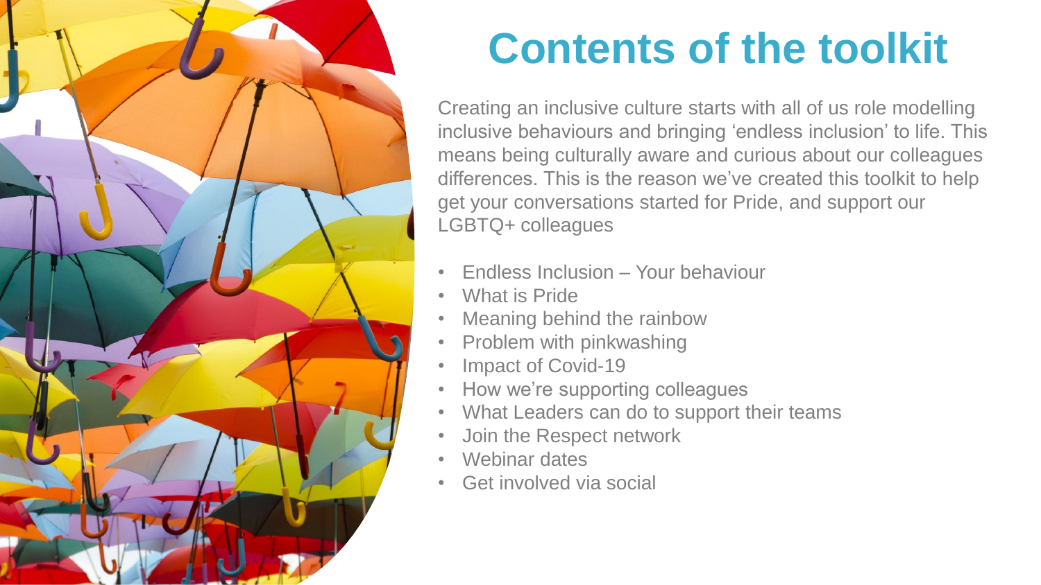# Contents of the toolkit

Creating an inclusive culture starts with all of us role modelling inclusive behaviours and bringing 'endless inclusion' to life. This means being culturally aware and curious about our colleagues differences. This is the reason we've created this toolkit to help get your conversations started for Pride, and support our LGBTQ+ colleagues

- Endless Inclusion – Your behaviour
- What is Pride
- Meaning behind the rainbow
- Problem with pinkwashing
- Impact of Covid-19
- How we're supporting colleagues
- What Leaders can do to support their teams
- Join the Respect network
- Webinar dates
- Get involved via social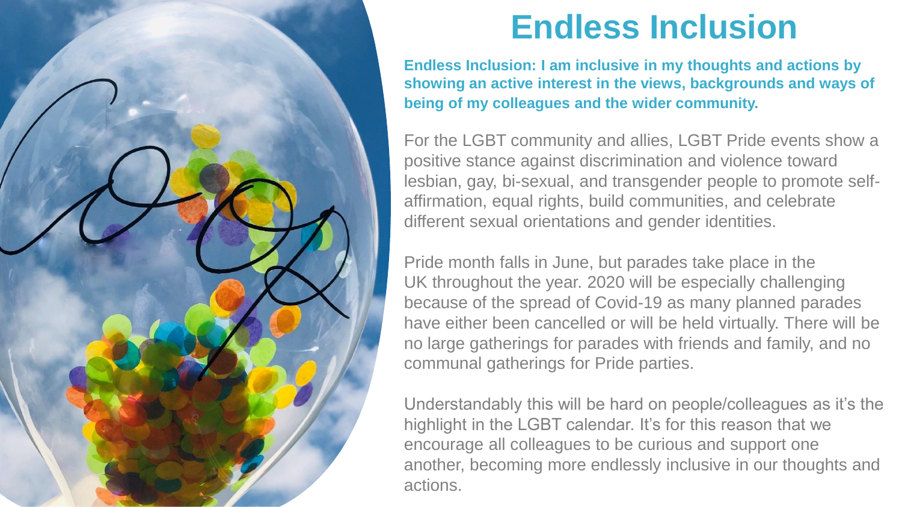# Endless Inclusion

**Endless Inclusion: I am inclusive in my thoughts and actions by showing an active interest in the views, backgrounds and ways of being of my colleagues and the wider community.**

For the LGBT community and allies, LGBT Pride events show a positive stance against discrimination and violence toward lesbian, gay, bi-sexual, and transgender people to promote self-affirmation, equal rights, build communities, and celebrate different sexual orientations and gender identities.

Pride month falls in June, but parades take place in the UK throughout the year. 2020 will be especially challenging because of the spread of Covid-19 as many planned parades have either been cancelled or will be held virtually. There will be no large gatherings for parades with friends and family, and no communal gatherings for Pride parties.

Understandably this will be hard on people/colleagues as it's the highlight in the LGBT calendar. It's for this reason that we encourage all colleagues to be curious and support one another, becoming more endlessly inclusive in our thoughts and actions.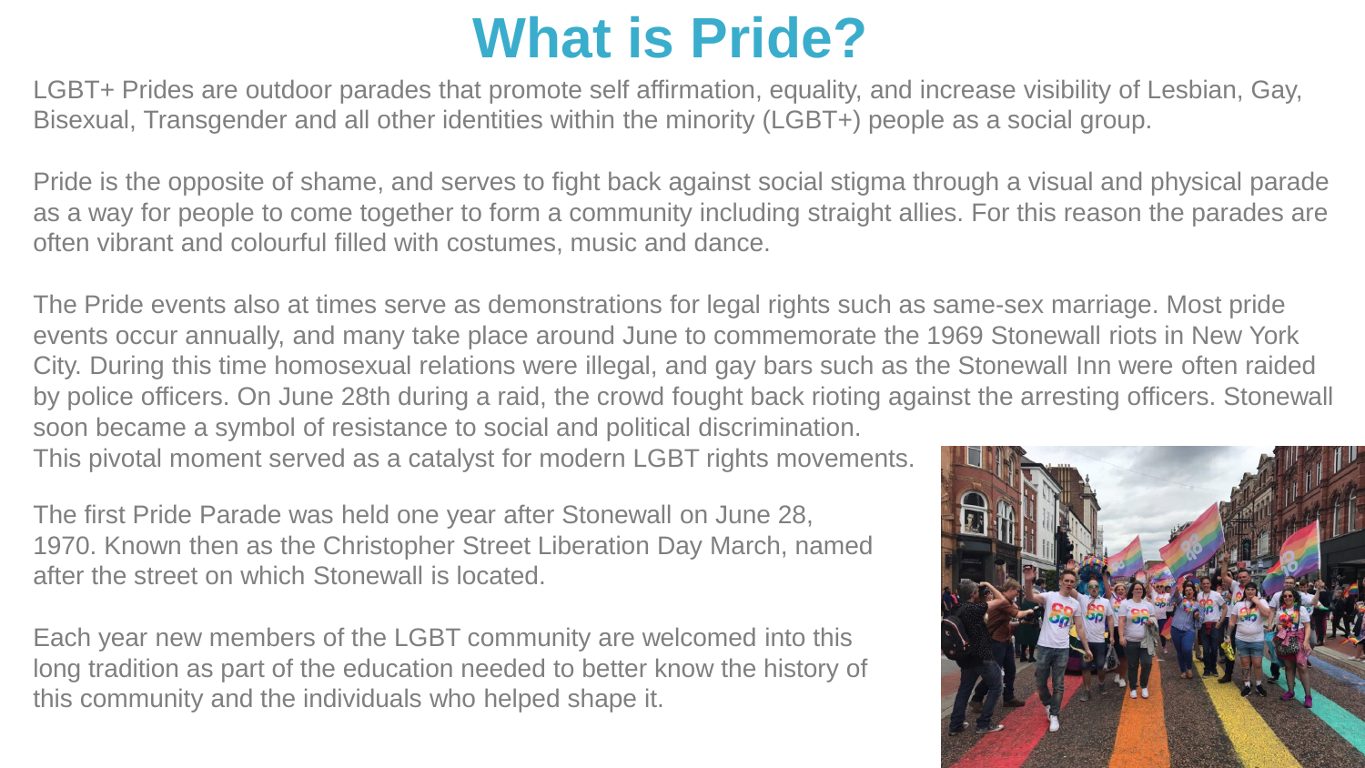# What is Pride?

LGBT+ Prides are outdoor parades that promote self affirmation, equality, and increase visibility of Lesbian, Gay, Bisexual, Transgender and all other identities within the minority (LGBT+) people as a social group.

Pride is the opposite of shame, and serves to fight back against social stigma through a visual and physical parade as a way for people to come together to form a community including straight allies. For this reason the parades are often vibrant and colourful filled with costumes, music and dance.

The Pride events also at times serve as demonstrations for legal rights such as same-sex marriage. Most pride events occur annually, and many take place around June to commemorate the 1969 Stonewall riots in New York City. During this time homosexual relations were illegal, and gay bars such as the Stonewall Inn were often raided by police officers. On June 28th during a raid, the crowd fought back rioting against the arresting officers. Stonewall soon became a symbol of resistance to social and political discrimination.
This pivotal moment served as a catalyst for modern LGBT rights movements.

The first Pride Parade was held one year after Stonewall on June 28, 1970. Known then as the Christopher Street Liberation Day March, named after the street on which Stonewall is located.

Each year new members of the LGBT community are welcomed into this long tradition as part of the education needed to better know the history of this community and the individuals who helped shape it.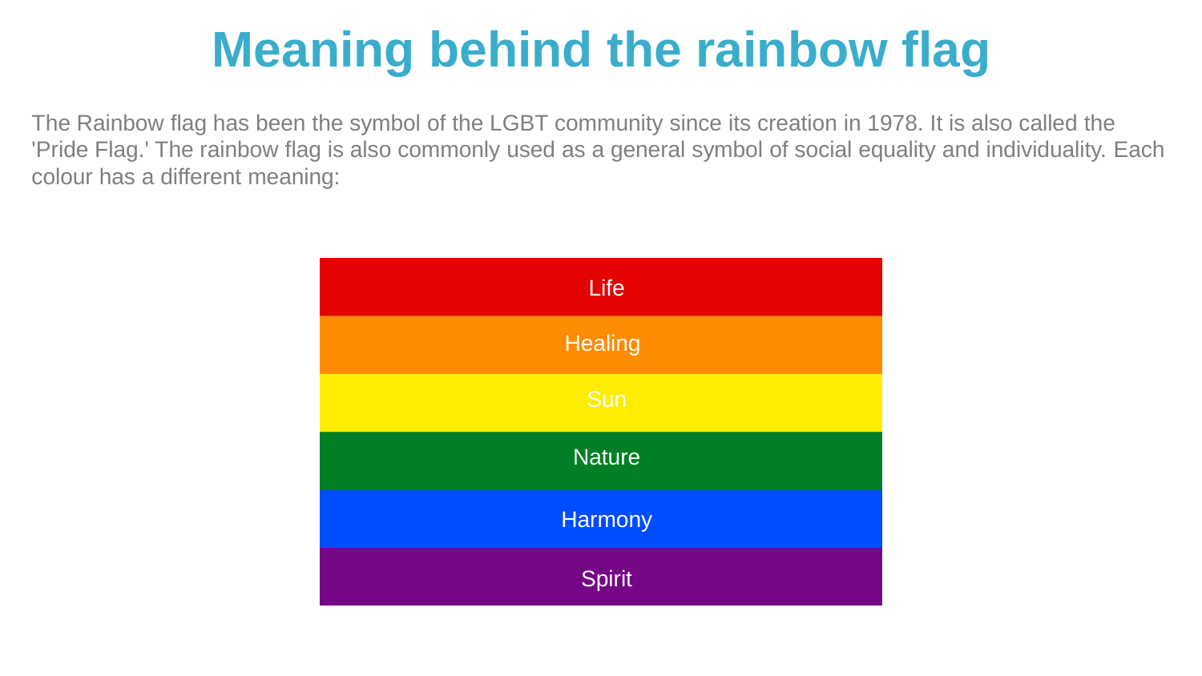# Meaning behind the rainbow flag

The Rainbow flag has been the symbol of the LGBT community since its creation in 1978. It is also called the 'Pride Flag.' The rainbow flag is also commonly used as a general symbol of social equality and individuality. Each colour has a different meaning:

Life

Healing

Sun

Nature

Harmony

Spirit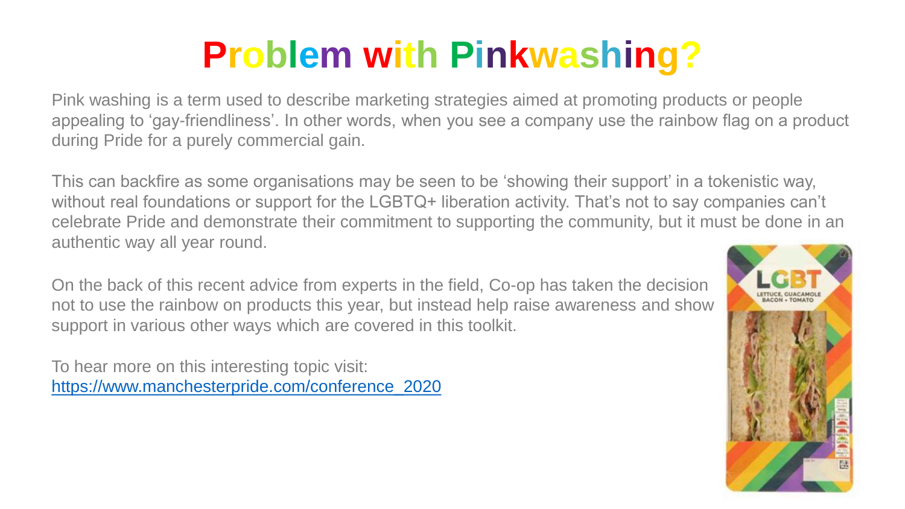# Problem with Pinkwashing?

Pink washing is a term used to describe marketing strategies aimed at promoting products or people appealing to 'gay-friendliness'. In other words, when you see a company use the rainbow flag on a product during Pride for a purely commercial gain.

This can backfire as some organisations may be seen to be 'showing their support' in a tokenistic way, without real foundations or support for the LGBTQ+ liberation activity. That's not to say companies can't celebrate Pride and demonstrate their commitment to supporting the community, but it must be done in an authentic way all year round.

On the back of this recent advice from experts in the field, Co-op has taken the decision not to use the rainbow on products this year, but instead help raise awareness and show support in various other ways which are covered in this toolkit.

To hear more on this interesting topic visit:
[https://www.manchesterpride.com/conference_2020](https://www.manchesterpride.com/conference_2020)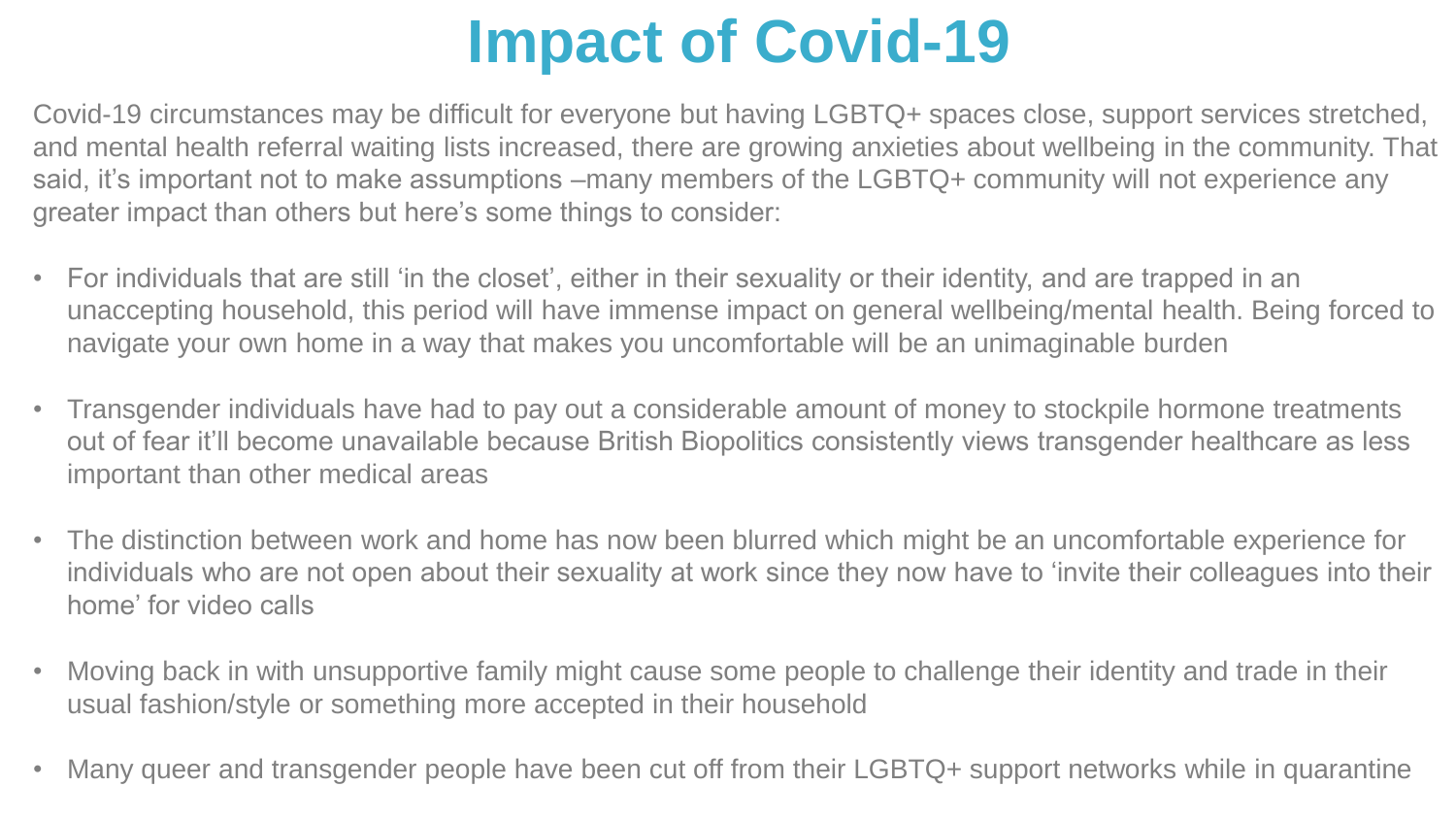# Impact of Covid-19

Covid-19 circumstances may be difficult for everyone but having LGBTQ+ spaces close, support services stretched, and mental health referral waiting lists increased, there are growing anxieties about wellbeing in the community. That said, it's important not to make assumptions –many members of the LGBTQ+ community will not experience any greater impact than others but here's some things to consider:

- For individuals that are still 'in the closet', either in their sexuality or their identity, and are trapped in an unaccepting household, this period will have immense impact on general wellbeing/mental health. Being forced to navigate your own home in a way that makes you uncomfortable will be an unimaginable burden
- Transgender individuals have had to pay out a considerable amount of money to stockpile hormone treatments out of fear it'll become unavailable because British Biopolitics consistently views transgender healthcare as less important than other medical areas
- The distinction between work and home has now been blurred which might be an uncomfortable experience for individuals who are not open about their sexuality at work since they now have to 'invite their colleagues into their home' for video calls
- Moving back in with unsupportive family might cause some people to challenge their identity and trade in their usual fashion/style or something more accepted in their household
- Many queer and transgender people have been cut off from their LGBTQ+ support networks while in quarantine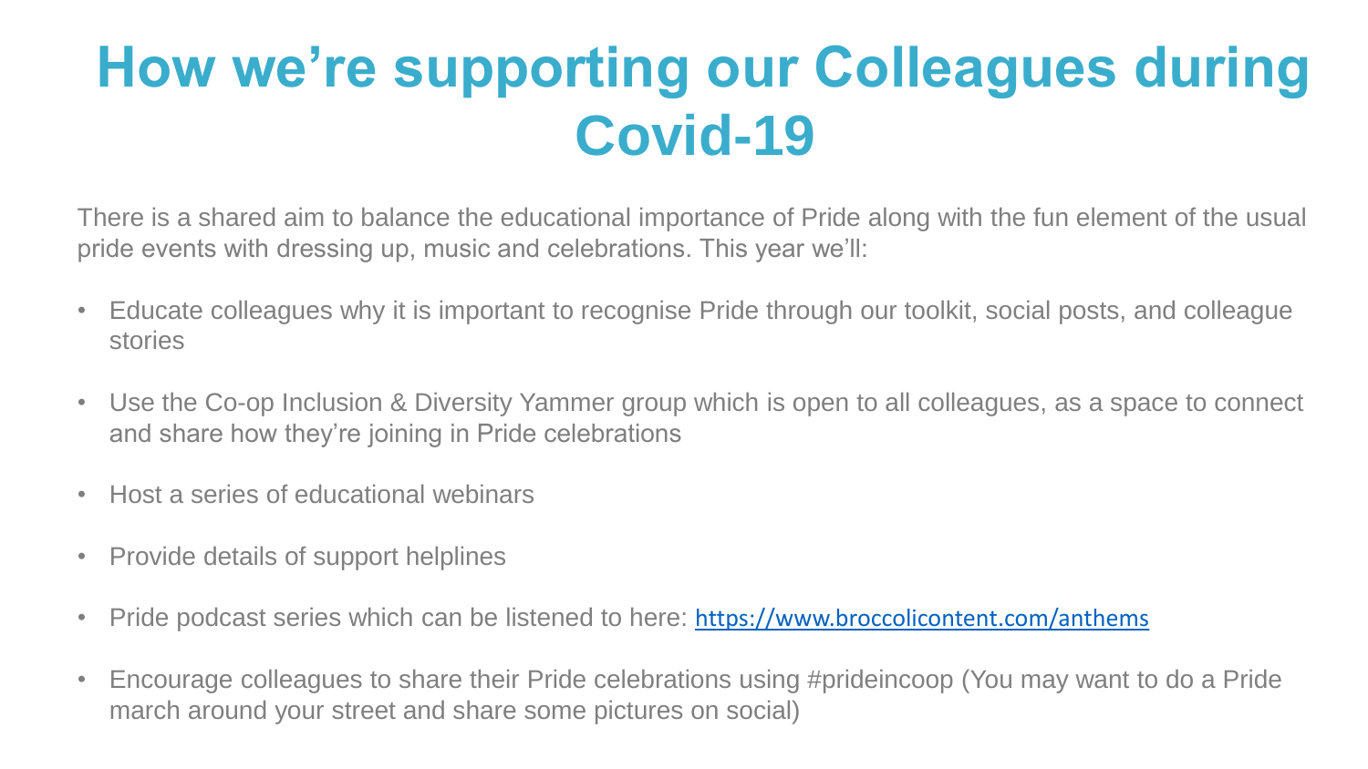# How we're supporting our Colleagues during Covid-19

There is a shared aim to balance the educational importance of Pride along with the fun element of the usual pride events with dressing up, music and celebrations. This year we'll:

- Educate colleagues why it is important to recognise Pride through our toolkit, social posts, and colleague stories
- Use the Co-op Inclusion & Diversity Yammer group which is open to all colleagues, as a space to connect and share how they're joining in Pride celebrations
- Host a series of educational webinars
- Provide details of support helplines
- Pride podcast series which can be listened to here: https://www.broccolicontent.com/anthems
- Encourage colleagues to share their Pride celebrations using #prideincoop (You may want to do a Pride march around your street and share some pictures on social)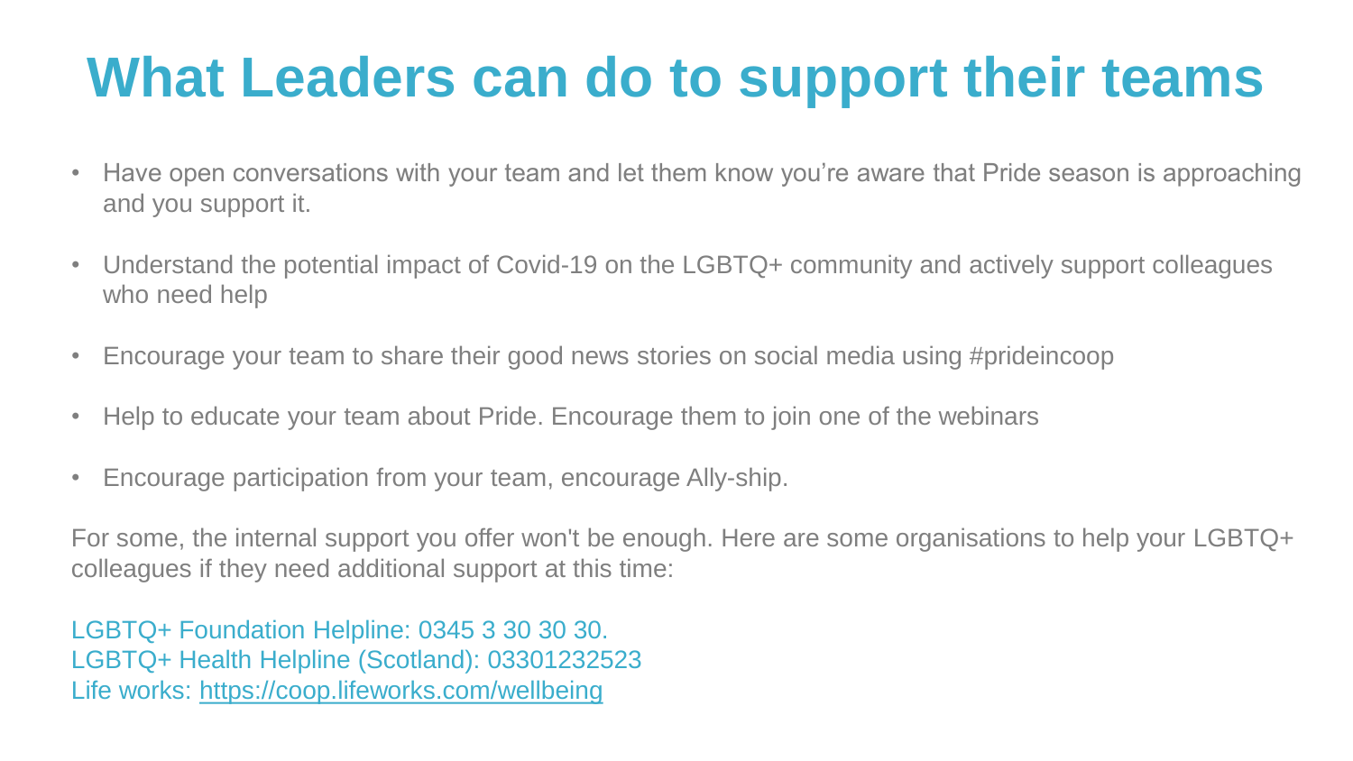# What Leaders can do to support their teams

- Have open conversations with your team and let them know you're aware that Pride season is approaching and you support it.
- Understand the potential impact of Covid-19 on the LGBTQ+ community and actively support colleagues who need help
- Encourage your team to share their good news stories on social media using #prideincoop
- Help to educate your team about Pride. Encourage them to join one of the webinars
- Encourage participation from your team, encourage Ally-ship.

For some, the internal support you offer won't be enough. Here are some organisations to help your LGBTQ+ colleagues if they need additional support at this time:

LGBTQ+ Foundation Helpline: 0345 3 30 30 30.
LGBTQ+ Health Helpline (Scotland): 03301232523
Life works: [https://coop.lifeworks.com/wellbeing](https://coop.lifeworks.com/wellbeing)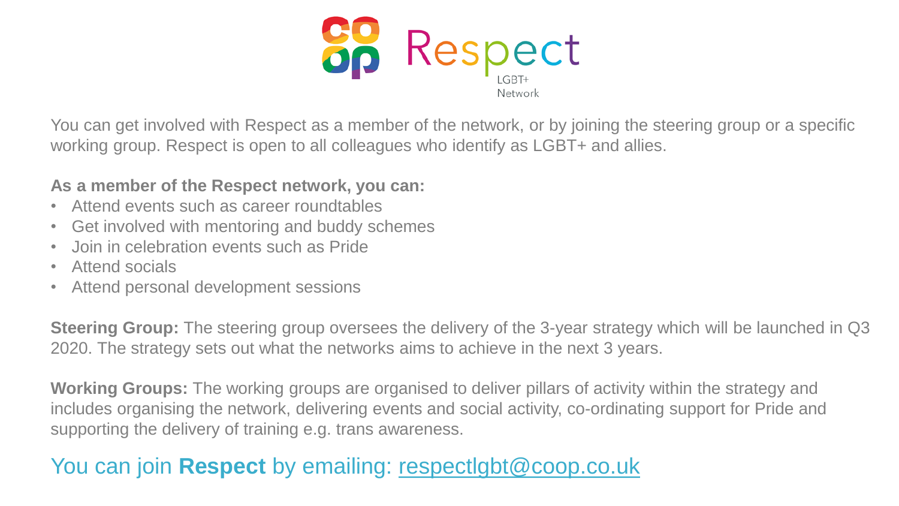# Respect
LGBT+ Network

You can get involved with Respect as a member of the network, or by joining the steering group or a specific working group. Respect is open to all colleagues who identify as LGBT+ and allies.

**As a member of the Respect network, you can:**

- Attend events such as career roundtables
- Get involved with mentoring and buddy schemes
- Join in celebration events such as Pride
- Attend socials
- Attend personal development sessions

**Steering Group:** The steering group oversees the delivery of the 3-year strategy which will be launched in Q3 2020. The strategy sets out what the networks aims to achieve in the next 3 years.

**Working Groups:** The working groups are organised to deliver pillars of activity within the strategy and includes organising the network, delivering events and social activity, co-ordinating support for Pride and supporting the delivery of training e.g. trans awareness.

You can join **Respect** by emailing: [respectlgbt@coop.co.uk](mailto:respectlgbt@coop.co.uk)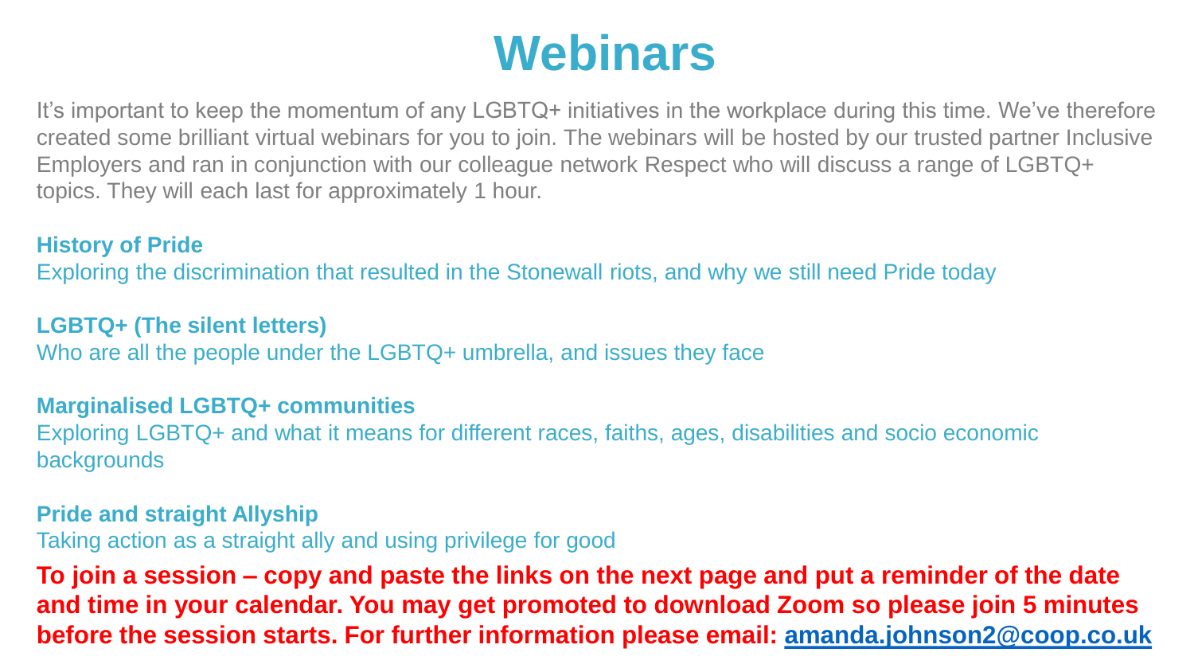# Webinars

It's important to keep the momentum of any LGBTQ+ initiatives in the workplace during this time. We've therefore created some brilliant virtual webinars for you to join. The webinars will be hosted by our trusted partner Inclusive Employers and ran in conjunction with our colleague network Respect who will discuss a range of LGBTQ+ topics. They will each last for approximately 1 hour.

**History of Pride**
Exploring the discrimination that resulted in the Stonewall riots, and why we still need Pride today

**LGBTQ+ (The silent letters)**
Who are all the people under the LGBTQ+ umbrella, and issues they face

**Marginalised LGBTQ+ communities**
Exploring LGBTQ+ and what it means for different races, faiths, ages, disabilities and socio economic backgrounds

**Pride and straight Allyship**
Taking action as a straight ally and using privilege for good

**To join a session – copy and paste the links on the next page and put a reminder of the date and time in your calendar. You may get promoted to download Zoom so please join 5 minutes before the session starts. For further information please email: amanda.johnson2@coop.co.uk**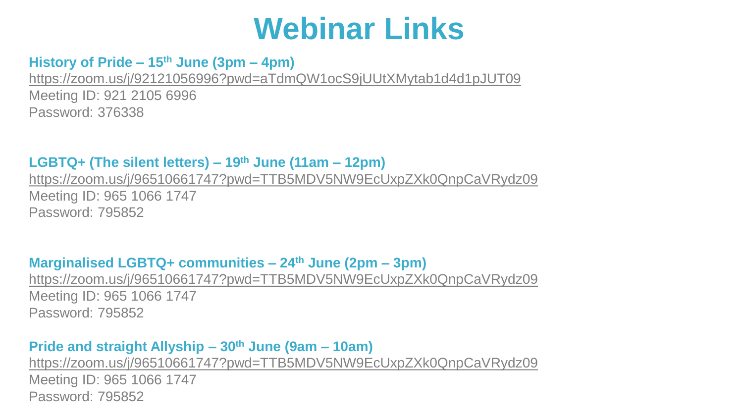# Webinar Links

**History of Pride – 15th June (3pm – 4pm)**
https://zoom.us/j/92121056996?pwd=aTdmQW1ocS9jUUtXMytab1d4d1pJUT09
Meeting ID: 921 2105 6996
Password: 376338

**LGBTQ+ (The silent letters) – 19th June (11am – 12pm)**
https://zoom.us/j/96510661747?pwd=TTB5MDV5NW9EcUxpZXk0QnpCaVRydz09
Meeting ID: 965 1066 1747
Password: 795852

**Marginalised LGBTQ+ communities – 24th June (2pm – 3pm)**
https://zoom.us/j/96510661747?pwd=TTB5MDV5NW9EcUxpZXk0QnpCaVRydz09
Meeting ID: 965 1066 1747
Password: 795852

**Pride and straight Allyship – 30th June (9am – 10am)**
https://zoom.us/j/96510661747?pwd=TTB5MDV5NW9EcUxpZXk0QnpCaVRydz09
Meeting ID: 965 1066 1747
Password: 795852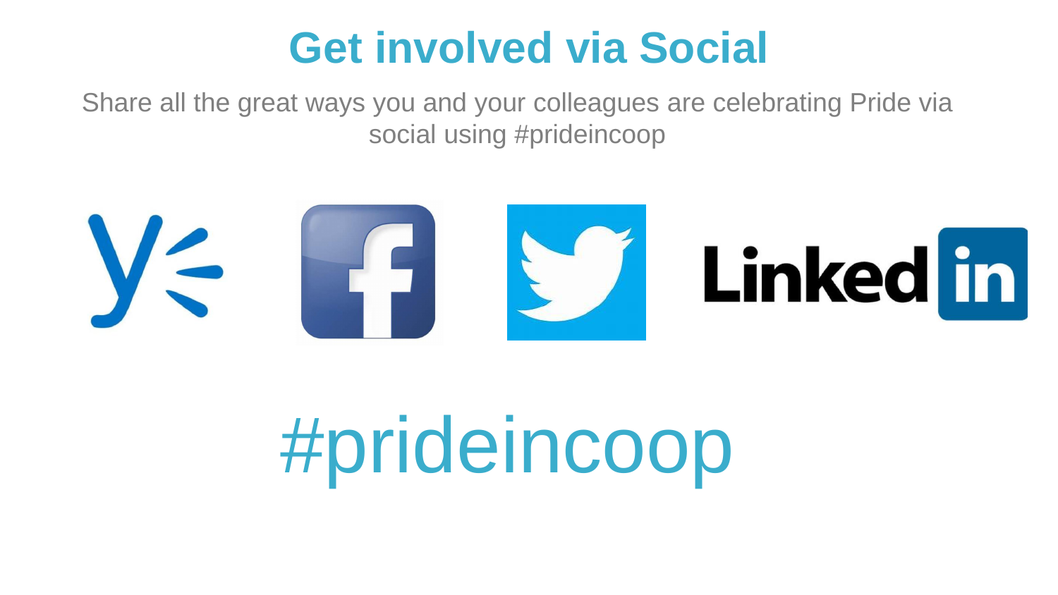# Get involved via Social

Share all the great ways you and your colleagues are celebrating Pride via social using #prideincoop

#prideincoop